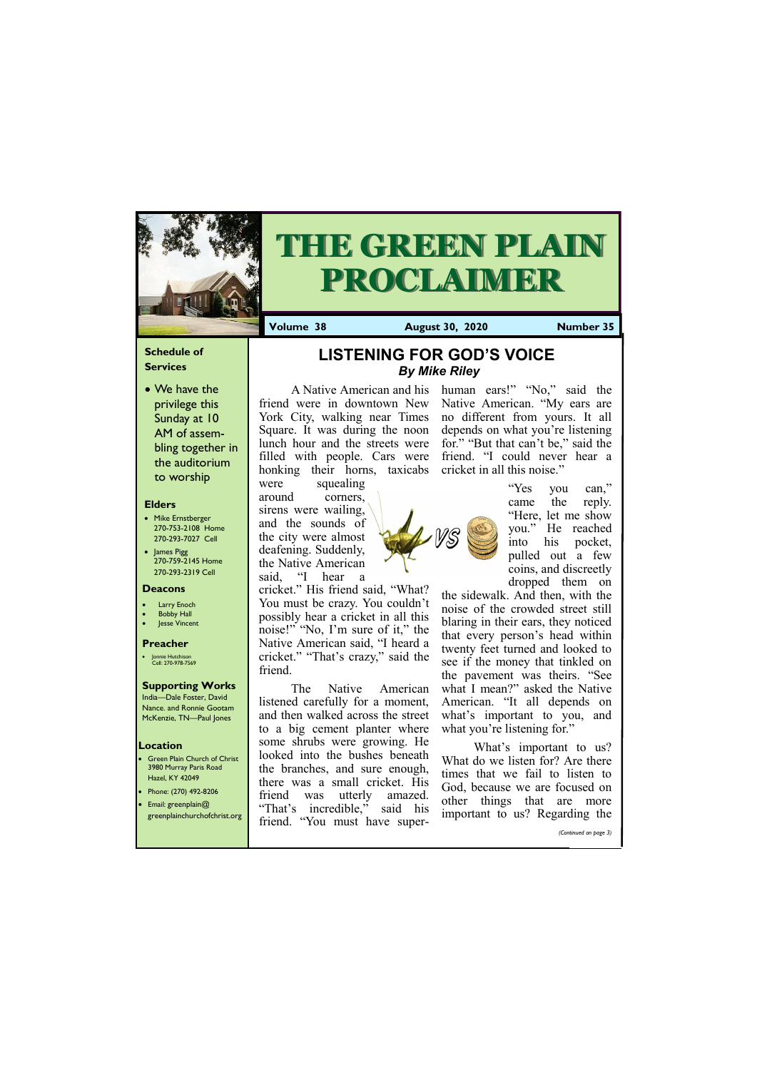# THE GREEN PLAIN PROCLAIMER

**Volume 38** **August 30, 2020** **Number 35**

### Schedule of Services

- We have the privilege this Sunday at 10 AM of assembling together in the auditorium to worship

### Elders

- Mike Ernstberger 270-753-2108 Home 270-293-7027 Cell
- James Pigg 270-759-2145 Home 270-293-2319 Cell

### Deacons

- Larry Enoch
- Bobby Hall
- Jesse Vincent

### Preacher

- Jonnie Hutchison Cell: 270-978-7569

### Supporting Works

India—Dale Foster, David Nance. and Ronnie Gootam McKenzie, TN—Paul Jones

### Location

- Green Plain Church of Christ 3980 Murray Paris Road Hazel, KY 42049
- Phone: (270) 492-8206
- Email: greenplain@greenplainchurchofchrist.org

## LISTENING FOR GOD'S VOICE

***By Mike Riley***

A Native American and his friend were in downtown New York City, walking near Times Square. It was during the noon lunch hour and the streets were filled with people. Cars were honking their horns, taxicabs were squealing around corners, sirens were wailing, and the sounds of the city were almost deafening. Suddenly, the Native American said, "I hear a cricket." His friend said, "What? You must be crazy. You couldn't possibly hear a cricket in all this noise!" "No, I'm sure of it," the Native American said, "I heard a cricket." "That's crazy," said the friend.

The Native American listened carefully for a moment, and then walked across the street to a big cement planter where some shrubs were growing. He looked into the bushes beneath the branches, and sure enough, there was a small cricket. His friend was utterly amazed. "That's incredible," said his friend. "You must have super-human ears!" "No," said the Native American. "My ears are no different from yours. It all depends on what you're listening for." "But that can't be," said the friend. "I could never hear a cricket in all this noise."

"Yes you can," came the reply. "Here, let me show you." He reached into his pocket, pulled out a few coins, and discreetly dropped them on the sidewalk. And then, with the noise of the crowded street still blaring in their ears, they noticed that every person's head within twenty feet turned and looked to see if the money that tinkled on the pavement was theirs. "See what I mean?" asked the Native American. "It all depends on what's important to you, and what you're listening for."

What's important to us? What do we listen for? Are there times that we fail to listen to God, because we are focused on other things that are more important to us? Regarding the

*(Continued on page 3)*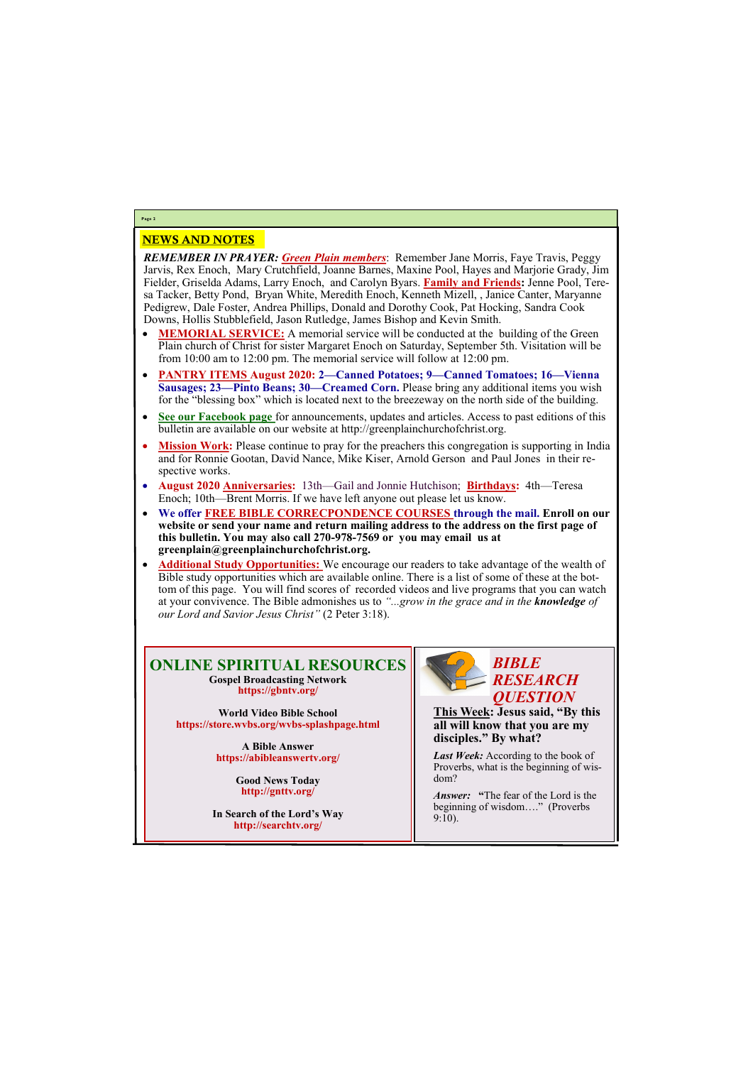## NEWS AND NOTES

***REMEMBER IN PRAYER:*** ***Green Plain members***: Remember Jane Morris, Faye Travis, Peggy Jarvis, Rex Enoch, Mary Crutchfield, Joanne Barnes, Maxine Pool, Hayes and Marjorie Grady, Jim Fielder, Griselda Adams, Larry Enoch, and Carolyn Byars. **Family and Friends:** Jenne Pool, Teresa Tacker, Betty Pond, Bryan White, Meredith Enoch, Kenneth Mizell, , Janice Canter, Maryanne Pedigrew, Dale Foster, Andrea Phillips, Donald and Dorothy Cook, Pat Hocking, Sandra Cook Downs, Hollis Stubblefield, Jason Rutledge, James Bishop and Kevin Smith.

- **MEMORIAL SERVICE:** A memorial service will be conducted at the building of the Green Plain church of Christ for sister Margaret Enoch on Saturday, September 5th. Visitation will be from 10:00 am to 12:00 pm. The memorial service will follow at 12:00 pm.
- **PANTRY ITEMS August 2020: 2—Canned Potatoes; 9—Canned Tomatoes; 16—Vienna Sausages; 23—Pinto Beans; 30—Creamed Corn.** Please bring any additional items you wish for the "blessing box" which is located next to the breezeway on the north side of the building.
- **See our Facebook page** for announcements, updates and articles. Access to past editions of this bulletin are available on our website at http://greenplainchurchofchrist.org.
- **Mission Work:** Please continue to pray for the preachers this congregation is supporting in India and for Ronnie Gootan, David Nance, Mike Kiser, Arnold Gerson and Paul Jones in their respective works.
- **August 2020 Anniversaries:** 13th—Gail and Jonnie Hutchison; **Birthdays:** 4th—Teresa Enoch; 10th—Brent Morris. If we have left anyone out please let us know.
- **We offer FREE BIBLE CORRECPONDENCE COURSES through the mail. Enroll on our website or send your name and return mailing address to the address on the first page of this bulletin. You may also call 270-978-7569 or you may email us at greenplain@greenplainchurchofchrist.org.**
- **Additional Study Opportunities:** We encourage our readers to take advantage of the wealth of Bible study opportunities which are available online. There is a list of some of these at the bottom of this page. You will find scores of recorded videos and live programs that you can watch at your convivence. The Bible admonishes us to *"...grow in the grace and in the **knowledge** of our Lord and Savior Jesus Christ"* (2 Peter 3:18).

## ONLINE SPIRITUAL RESOURCES

**Gospel Broadcasting Network**
**https://gbntv.org/**

**World Video Bible School**
**https://store.wvbs.org/wvbs-splashpage.html**

**A Bible Answer**
**https://abibleanswertv.org/**

**Good News Today**
**http://gnttv.org/**

**In Search of the Lord's Way**
**http://searchtv.org/**

## *BIBLE RESEARCH QUESTION*

**This Week: Jesus said, "By this all will know that you are my disciples." By what?**

***Last Week:*** According to the book of Proverbs, what is the beginning of wisdom?

***Answer:*** **"**The fear of the Lord is the beginning of wisdom…." (Proverbs 9:10).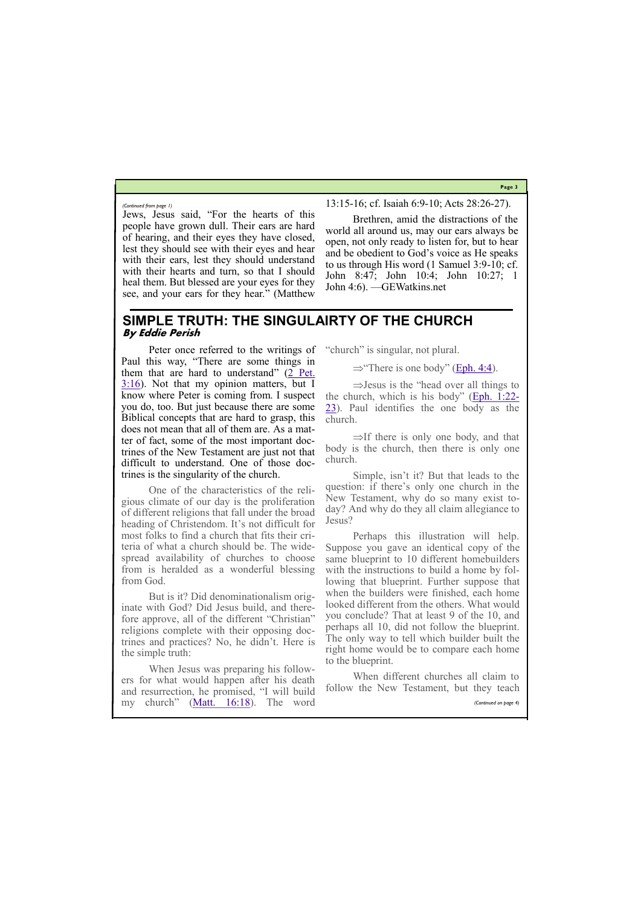*(Continued from page 1)*

Jews, Jesus said, "For the hearts of this people have grown dull. Their ears are hard of hearing, and their eyes they have closed, lest they should see with their eyes and hear with their ears, lest they should understand with their hearts and turn, so that I should heal them. But blessed are your eyes for they see, and your ears for they hear." (Matthew 13:15-16; cf. Isaiah 6:9-10; Acts 28:26-27).

Brethren, amid the distractions of the world all around us, may our ears always be open, not only ready to listen for, but to hear and be obedient to God's voice as He speaks to us through His word (1 Samuel 3:9-10; cf. John 8:47; John 10:4; John 10:27; 1 John 4:6). —GEWatkins.net

## SIMPLE TRUTH: THE SINGULAIRTY OF THE CHURCH

***By Eddie Perish***

Peter once referred to the writings of Paul this way, "There are some things in them that are hard to understand" (2 Pet. 3:16). Not that my opinion matters, but I know where Peter is coming from. I suspect you do, too. But just because there are some Biblical concepts that are hard to grasp, this does not mean that all of them are. As a matter of fact, some of the most important doctrines of the New Testament are just not that difficult to understand. One of those doctrines is the singularity of the church.

One of the characteristics of the religious climate of our day is the proliferation of different religions that fall under the broad heading of Christendom. It's not difficult for most folks to find a church that fits their criteria of what a church should be. The widespread availability of churches to choose from is heralded as a wonderful blessing from God.

But is it? Did denominationalism originate with God? Did Jesus build, and therefore approve, all of the different "Christian" religions complete with their opposing doctrines and practices? No, he didn't. Here is the simple truth:

When Jesus was preparing his followers for what would happen after his death and resurrection, he promised, "I will build my church" (Matt. 16:18). The word "church" is singular, not plural.

⇒"There is one body" (Eph. 4:4).

⇒Jesus is the "head over all things to the church, which is his body" (Eph. 1:22-23). Paul identifies the one body as the church.

⇒If there is only one body, and that body is the church, then there is only one church.

Simple, isn't it? But that leads to the question: if there's only one church in the New Testament, why do so many exist today? And why do they all claim allegiance to Jesus?

Perhaps this illustration will help. Suppose you gave an identical copy of the same blueprint to 10 different homebuilders with the instructions to build a home by following that blueprint. Further suppose that when the builders were finished, each home looked different from the others. What would you conclude? That at least 9 of the 10, and perhaps all 10, did not follow the blueprint. The only way to tell which builder built the right home would be to compare each home to the blueprint.

When different churches all claim to follow the New Testament, but they teach

*(Continued on page 4)*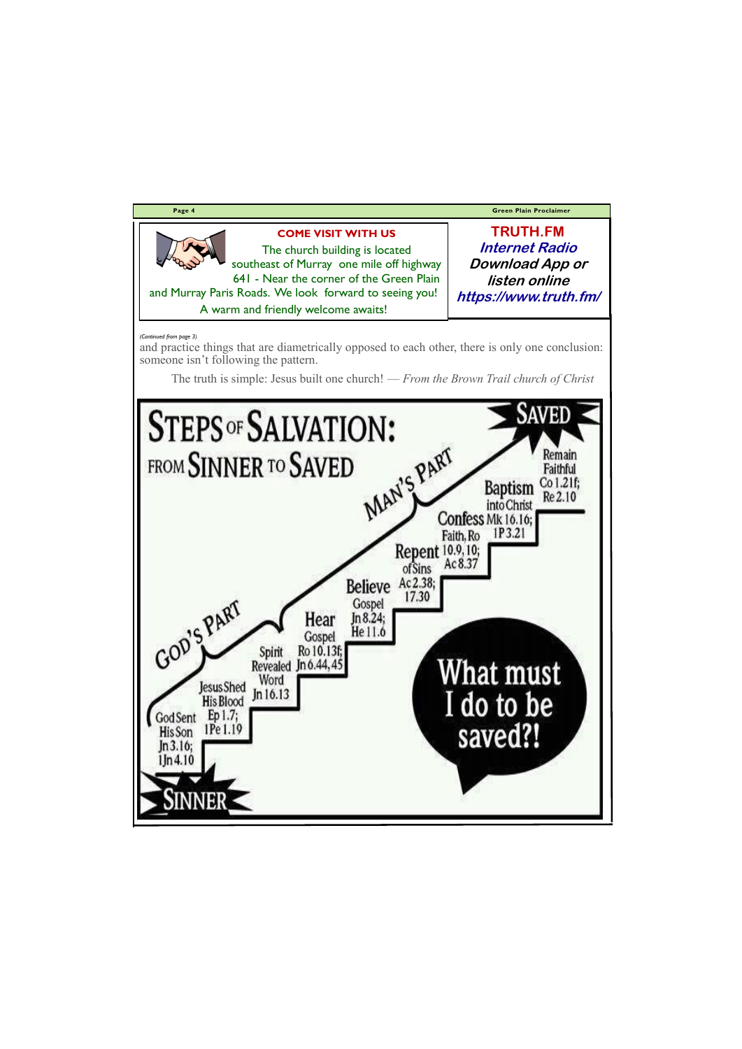## COME VISIT WITH US

The church building is located southeast of Murray one mile off highway 641 - Near the corner of the Green Plain and Murray Paris Roads. We look forward to seeing you!

A warm and friendly welcome awaits!

## TRUTH.FM

*Internet Radio*

*Download App or listen online*

*https://www.truth.fm/*

*(Continued from page 3)*

and practice things that are diametrically opposed to each other, there is only one conclusion: someone isn't following the pattern.

The truth is simple: Jesus built one church! — *From the Brown Trail church of Christ*

# STEPS OF SALVATION: FROM SINNER TO SAVED

SINNER

GOD'S PART

God Sent His Son Jn 3.16; 1Jn 4.10

Jesus Shed His Blood Ep 1.7; 1Pe 1.19

Spirit Revealed Word Jn 16.13

MAN'S PART

Hear Gospel Ro 10.13f; Jn 6.44,45

Believe Gospel Jn 8.24; He 11.6

Repent of Sins Ac 2.38; 17.30

Confess Faith, Ro 10.9,10; Ac 8.37

Baptism into Christ Mk 16.16; 1P 3.21

Remain Faithful Co 1.21f; Re 2.10

SAVED

What must I do to be saved?!